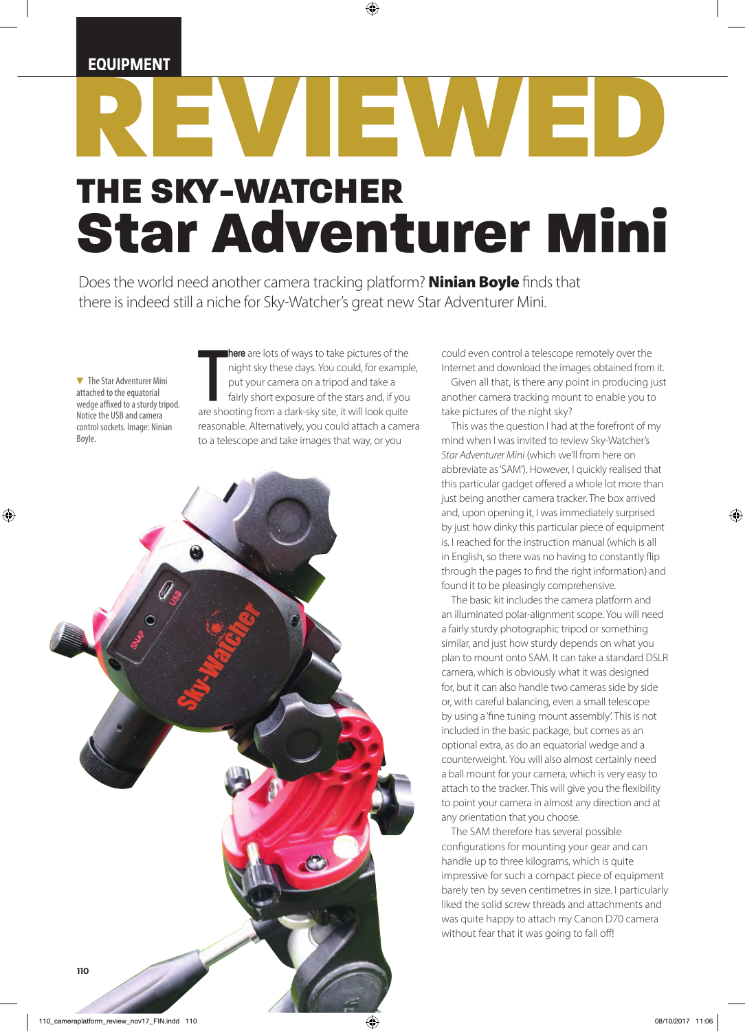EQUIPMENT

# REVIEWED

## THE SKY-WATCHER Star Adventurer Mini

Does the world need another camera tracking platform? **Ninian Boyle** finds that there is indeed still a niche for Sky-Watcher's great new Star Adventurer Mini.

▼ The Star Adventurer Mini attached to the equatorial wedge affixed to a sturdy tripod. Notice the USB and camera control sockets. Image: Ninian Boyle.

There are lots of ways to take pictures of the night sky these days. You could, for example, put your camera on a tripod and take a fairly short exposure of the stars and, if you are shooting from a dark-sky site, it will look quite reasonable. Alternatively, you could attach a camera to a telescope and take images that way, or you could even control a telescope remotely over the Internet and download the images obtained from it.

Given all that, is there any point in producing just another camera tracking mount to enable you to take pictures of the night sky?

This was the question I had at the forefront of my mind when I was invited to review Sky-Watcher's *Star Adventurer Mini* (which we'll from here on abbreviate as 'SAM'). However, I quickly realised that this particular gadget offered a whole lot more than just being another camera tracker. The box arrived and, upon opening it, I was immediately surprised by just how dinky this particular piece of equipment is. I reached for the instruction manual (which is all in English, so there was no having to constantly flip through the pages to find the right information) and found it to be pleasingly comprehensive.

The basic kit includes the camera platform and an illuminated polar-alignment scope. You will need a fairly sturdy photographic tripod or something similar, and just how sturdy depends on what you plan to mount onto SAM. It can take a standard DSLR camera, which is obviously what it was designed for, but it can also handle two cameras side by side or, with careful balancing, even a small telescope by using a 'fine tuning mount assembly'. This is not included in the basic package, but comes as an optional extra, as do an equatorial wedge and a counterweight. You will also almost certainly need a ball mount for your camera, which is very easy to attach to the tracker. This will give you the flexibility to point your camera in almost any direction and at any orientation that you choose.

The SAM therefore has several possible configurations for mounting your gear and can handle up to three kilograms, which is quite impressive for such a compact piece of equipment barely ten by seven centimetres in size. I particularly liked the solid screw threads and attachments and was quite happy to attach my Canon D70 camera without fear that it was going to fall off!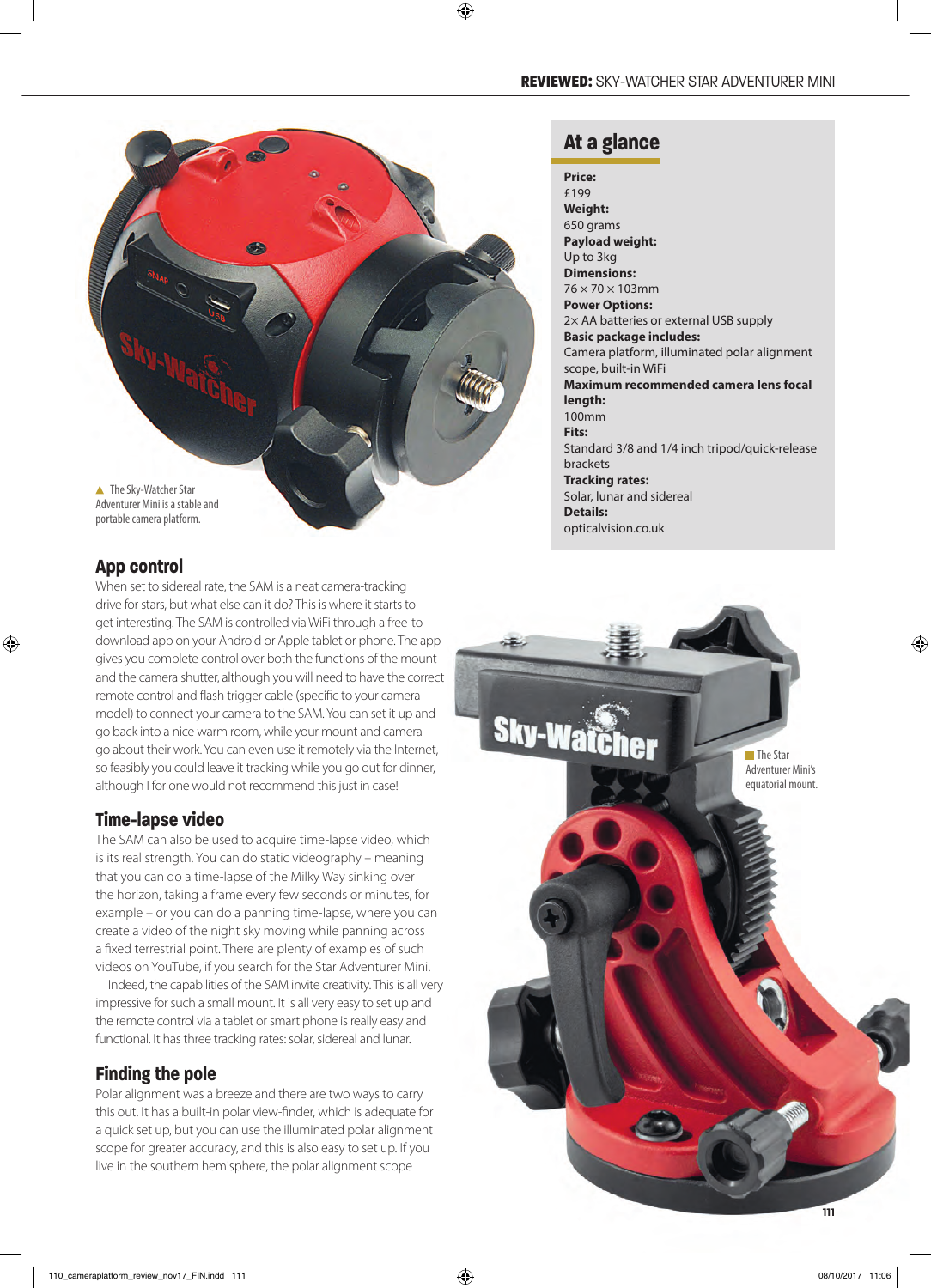The Sky-Watcher Star Adventurer Mini is a stable and portable camera platform.

## At a glance

**Price:**
£199
**Weight:**
650 grams
**Payload weight:**
Up to 3kg
**Dimensions:**
76 × 70 × 103mm
**Power Options:**
2× AA batteries or external USB supply
**Basic package includes:**
Camera platform, illuminated polar alignment scope, built-in WiFi
**Maximum recommended camera lens focal length:**
100mm
**Fits:**
Standard 3/8 and 1/4 inch tripod/quick-release brackets
**Tracking rates:**
Solar, lunar and sidereal
**Details:**
opticalvision.co.uk

## App control

When set to sidereal rate, the SAM is a neat camera-tracking drive for stars, but what else can it do? This is where it starts to get interesting. The SAM is controlled via WiFi through a free-to-download app on your Android or Apple tablet or phone. The app gives you complete control over both the functions of the mount and the camera shutter, although you will need to have the correct remote control and flash trigger cable (specific to your camera model) to connect your camera to the SAM. You can set it up and go back into a nice warm room, while your mount and camera go about their work. You can even use it remotely via the Internet, so feasibly you could leave it tracking while you go out for dinner, although I for one would not recommend this just in case!

## Time-lapse video

The SAM can also be used to acquire time-lapse video, which is its real strength. You can do static videography – meaning that you can do a time-lapse of the Milky Way sinking over the horizon, taking a frame every few seconds or minutes, for example – or you can do a panning time-lapse, where you can create a video of the night sky moving while panning across a fixed terrestrial point. There are plenty of examples of such videos on YouTube, if you search for the Star Adventurer Mini.

Indeed, the capabilities of the SAM invite creativity. This is all very impressive for such a small mount. It is all very easy to set up and the remote control via a tablet or smart phone is really easy and functional. It has three tracking rates: solar, sidereal and lunar.

## Finding the pole

Polar alignment was a breeze and there are two ways to carry this out. It has a built-in polar view-finder, which is adequate for a quick set up, but you can use the illuminated polar alignment scope for greater accuracy, and this is also easy to set up. If you live in the southern hemisphere, the polar alignment scope

The Star Adventurer Mini's equatorial mount.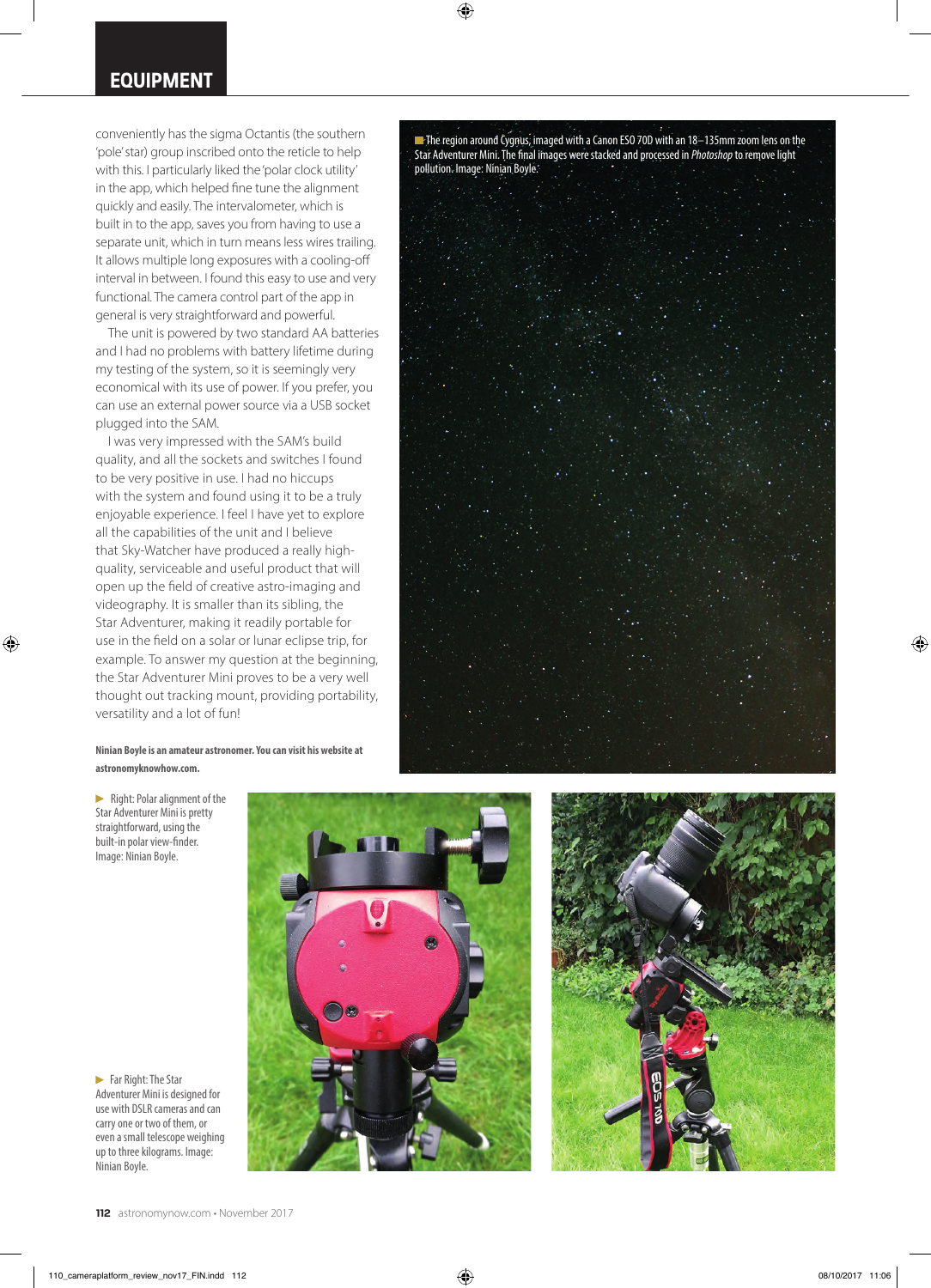conveniently has the sigma Octantis (the southern 'pole' star) group inscribed onto the reticle to help with this. I particularly liked the 'polar clock utility' in the app, which helped fine tune the alignment quickly and easily. The intervalometer, which is built in to the app, saves you from having to use a separate unit, which in turn means less wires trailing. It allows multiple long exposures with a cooling-off interval in between. I found this easy to use and very functional. The camera control part of the app in general is very straightforward and powerful.

The unit is powered by two standard AA batteries and I had no problems with battery lifetime during my testing of the system, so it is seemingly very economical with its use of power. If you prefer, you can use an external power source via a USB socket plugged into the SAM.

I was very impressed with the SAM's build quality, and all the sockets and switches I found to be very positive in use. I had no hiccups with the system and found using it to be a truly enjoyable experience. I feel I have yet to explore all the capabilities of the unit and I believe that Sky-Watcher have produced a really high-quality, serviceable and useful product that will open up the field of creative astro-imaging and videography. It is smaller than its sibling, the Star Adventurer, making it readily portable for use in the field on a solar or lunar eclipse trip, for example. To answer my question at the beginning, the Star Adventurer Mini proves to be a very well thought out tracking mount, providing portability, versatility and a lot of fun!

**Ninian Boyle is an amateur astronomer. You can visit his website at astronomyknowhow.com.**

The region around Cygnus, imaged with a Canon EOS 70D with an 18–135mm zoom lens on the Star Adventurer Mini. The final images were stacked and processed in *Photoshop* to remove light pollution. Image: Ninian Boyle.

Right: Polar alignment of the Star Adventurer Mini is pretty straightforward, using the built-in polar view-finder. Image: Ninian Boyle.

Far Right: The Star Adventurer Mini is designed for use with DSLR cameras and can carry one or two of them, or even a small telescope weighing up to three kilograms. Image: Ninian Boyle.